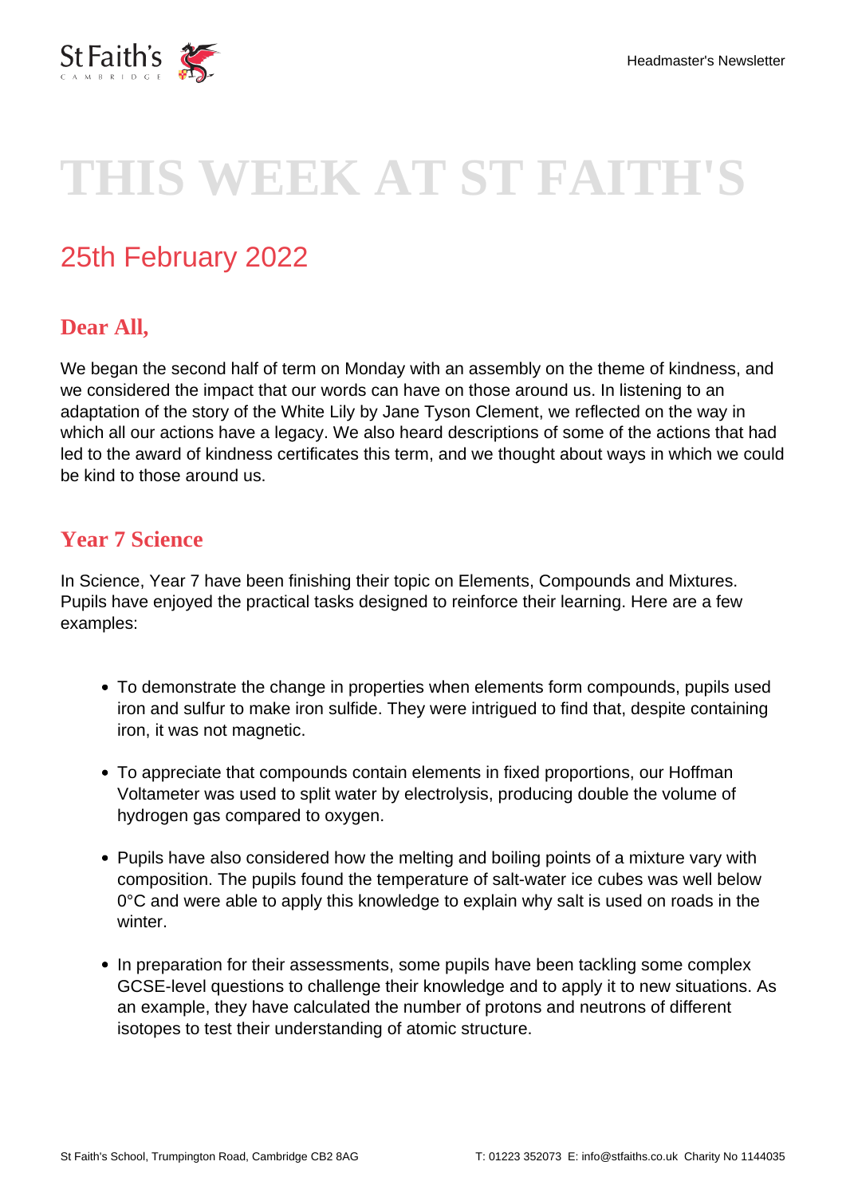# THIS WEEK AT ST FAITH'S

## 25th February 2022

### Dear All,

We began the second half of term on Monday with an assembly on the theme of kindness, and we considered the impact that our words can have on those around us. In listening to an adaptation of the story of the White Lily by Jane Tyson Clement, we reflected on the way in which all our actions have a legacy. We also heard descriptions of some of the actions that had led to the award of kindness certificates this term, and we thought about ways in which we could be kind to those around us.

### Year 7 Science

In Science, Year 7 have been finishing their topic on Elements, Compounds and Mixtures. Pupils have enjoyed the practical tasks designed to reinforce their learning. Here are a few examples:

- To demonstrate the change in properties when elements form compounds, pupils used iron and sulfur to make iron sulfide. They were intrigued to find that, despite containing iron, it was not magnetic.
- To appreciate that compounds contain elements in fixed proportions, our Hoffman Voltameter was used to split water by electrolysis, producing double the volume of hydrogen gas compared to oxygen.
- Pupils have also considered how the melting and boiling points of a mixture vary with composition. The pupils found the temperature of salt-water ice cubes was well below 0°C and were able to apply this knowledge to explain why salt is used on roads in the winter.
- In preparation for their assessments, some pupils have been tackling some complex GCSE-level questions to challenge their knowledge and to apply it to new situations. As an example, they have calculated the number of protons and neutrons of different isotopes to test their understanding of atomic structure.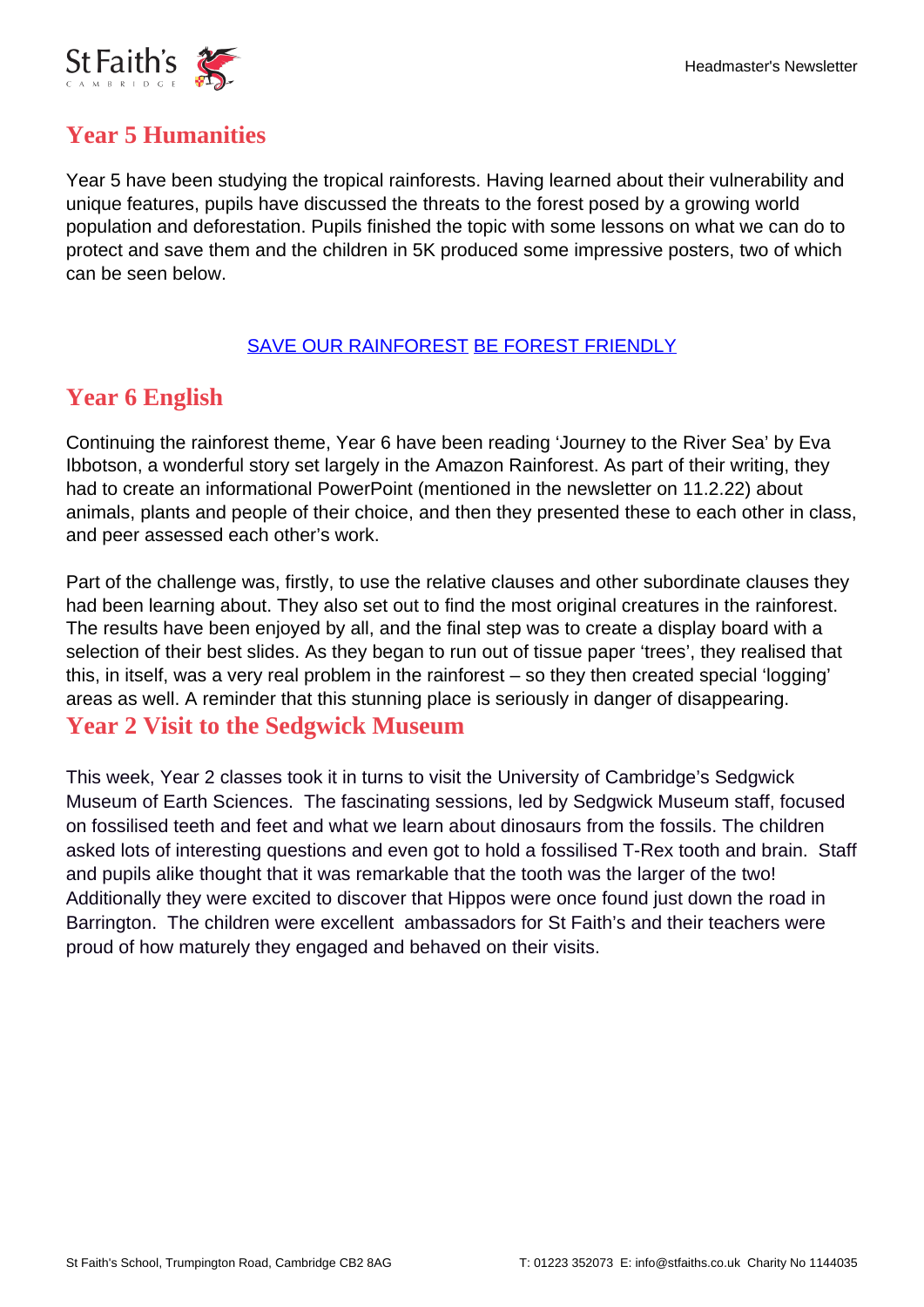## Year 5 Humanities

Year 5 have been studying the tropical rainforests. Having learned about their vulnerability and unique features, pupils have discussed the threats to the forest posed by a growing world population and deforestation. Pupils finished the topic with some lessons on what we can do to protect and save them and the children in 5K produced some impressive posters, two of which can be seen below.

SAVE OUR RAINFOREST BE FOREST FRIENDLY

## Year 6 English

Continuing the rainforest theme, Year 6 have been reading 'Journey to the River Sea' by Eva Ibbotson, a wonderful story set largely in the Amazon Rainforest. As part of their writing, they had to create an informational PowerPoint (mentioned in the newsletter on 11.2.22) about animals, plants and people of their choice, and then they presented these to each other in class, and peer assessed each other's work.

Part of the challenge was, firstly, to use the relative clauses and other subordinate clauses they had been learning about. They also set out to find the most original creatures in the rainforest. The results have been enjoyed by all, and the final step was to create a display board with a selection of their best slides. As they began to run out of tissue paper 'trees', they realised that this, in itself, was a very real problem in the rainforest – so they then created special 'logging' areas as well. A reminder that this stunning place is seriously in danger of disappearing.

## Year 2 Visit to the Sedgwick Museum

This week, Year 2 classes took it in turns to visit the University of Cambridge's Sedgwick Museum of Earth Sciences. The fascinating sessions, led by Sedgwick Museum staff, focused on fossilised teeth and feet and what we learn about dinosaurs from the fossils. The children asked lots of interesting questions and even got to hold a fossilised T-Rex tooth and brain. Staff and pupils alike thought that it was remarkable that the tooth was the larger of the two! Additionally they were excited to discover that Hippos were once found just down the road in Barrington. The children were excellent ambassadors for St Faith's and their teachers were proud of how maturely they engaged and behaved on their visits.